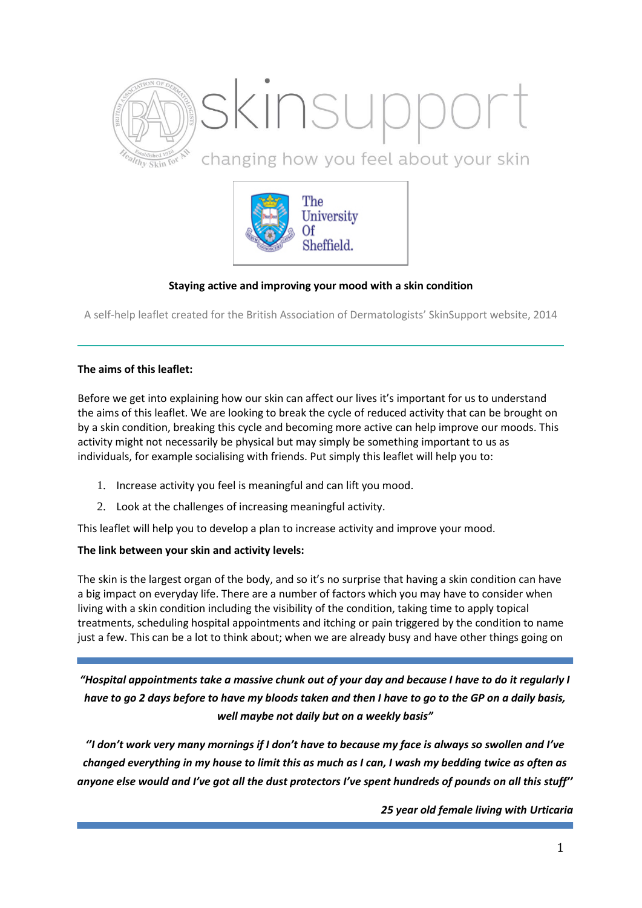skinsupport

changing how you feel about your skin

The University Of Sheffield.

**Staying active and improving your mood with a skin condition**

A self-help leaflet created for the British Association of Dermatologists' SkinSupport website, 2014

---

**The aims of this leaflet:**

Before we get into explaining how our skin can affect our lives it's important for us to understand the aims of this leaflet. We are looking to break the cycle of reduced activity that can be brought on by a skin condition, breaking this cycle and becoming more active can help improve our moods. This activity might not necessarily be physical but may simply be something important to us as individuals, for example socialising with friends. Put simply this leaflet will help you to:

1. Increase activity you feel is meaningful and can lift you mood.
2. Look at the challenges of increasing meaningful activity.

This leaflet will help you to develop a plan to increase activity and improve your mood.

**The link between your skin and activity levels:**

The skin is the largest organ of the body, and so it's no surprise that having a skin condition can have a big impact on everyday life. There are a number of factors which you may have to consider when living with a skin condition including the visibility of the condition, taking time to apply topical treatments, scheduling hospital appointments and itching or pain triggered by the condition to name just a few. This can be a lot to think about; when we are already busy and have other things going on

---

***"Hospital appointments take a massive chunk out of your day and because I have to do it regularly I have to go 2 days before to have my bloods taken and then I have to go to the GP on a daily basis, well maybe not daily but on a weekly basis"***

***"I don't work very many mornings if I don't have to because my face is always so swollen and I've changed everything in my house to limit this as much as I can, I wash my bedding twice as often as anyone else would and I've got all the dust protectors I've spent hundreds of pounds on all this stuff"***

***25 year old female living with Urticaria***

---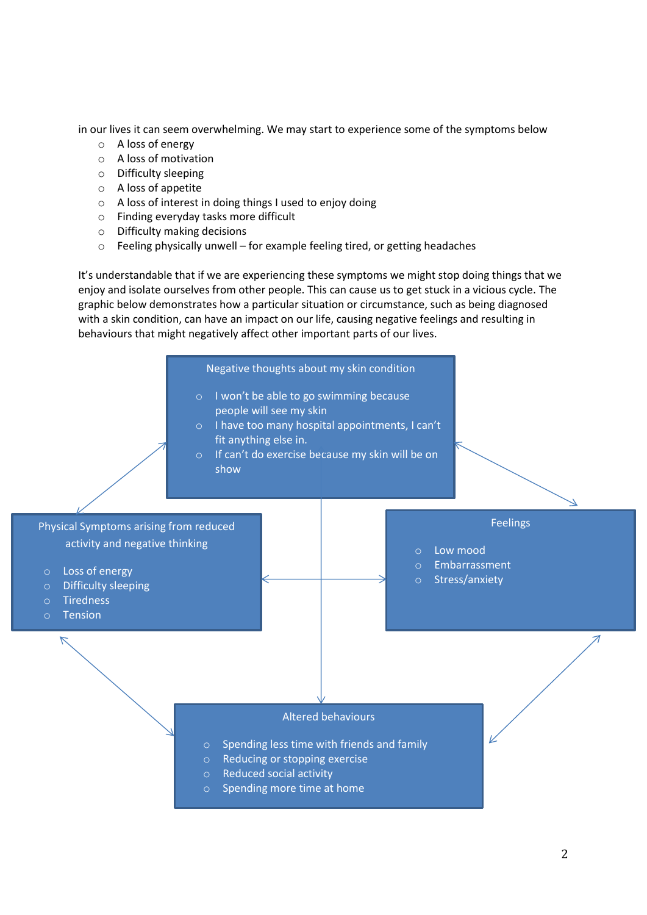in our lives it can seem overwhelming. We may start to experience some of the symptoms below

- A loss of energy
- A loss of motivation
- Difficulty sleeping
- A loss of appetite
- A loss of interest in doing things I used to enjoy doing
- Finding everyday tasks more difficult
- Difficulty making decisions
- Feeling physically unwell – for example feeling tired, or getting headaches

It's understandable that if we are experiencing these symptoms we might stop doing things that we enjoy and isolate ourselves from other people. This can cause us to get stuck in a vicious cycle. The graphic below demonstrates how a particular situation or circumstance, such as being diagnosed with a skin condition, can have an impact on our life, causing negative feelings and resulting in behaviours that might negatively affect other important parts of our lives.

**Negative thoughts about my skin condition**

- I won't be able to go swimming because people will see my skin
- I have too many hospital appointments, I can't fit anything else in.
- If can't do exercise because my skin will be on show

**Physical Symptoms arising from reduced activity and negative thinking**

- Loss of energy
- Difficulty sleeping
- Tiredness
- Tension

**Feelings**

- Low mood
- Embarrassment
- Stress/anxiety

**Altered behaviours**

- Spending less time with friends and family
- Reducing or stopping exercise
- Reduced social activity
- Spending more time at home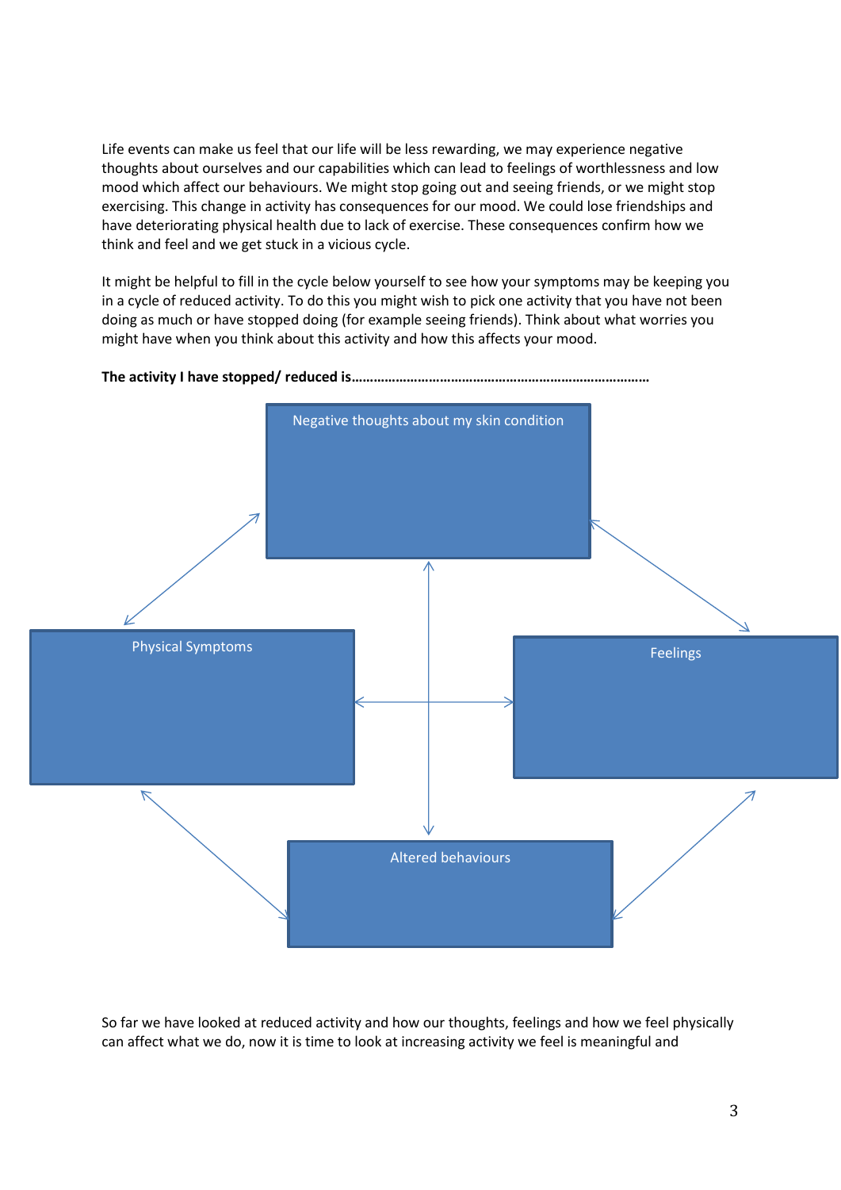Life events can make us feel that our life will be less rewarding, we may experience negative thoughts about ourselves and our capabilities which can lead to feelings of worthlessness and low mood which affect our behaviours. We might stop going out and seeing friends, or we might stop exercising. This change in activity has consequences for our mood. We could lose friendships and have deteriorating physical health due to lack of exercise. These consequences confirm how we think and feel and we get stuck in a vicious cycle.

It might be helpful to fill in the cycle below yourself to see how your symptoms may be keeping you in a cycle of reduced activity. To do this you might wish to pick one activity that you have not been doing as much or have stopped doing (for example seeing friends). Think about what worries you might have when you think about this activity and how this affects your mood.

**The activity I have stopped/ reduced is……………………………………………………………………**

Negative thoughts about my skin condition

Physical Symptoms

Feelings

Altered behaviours

So far we have looked at reduced activity and how our thoughts, feelings and how we feel physically can affect what we do, now it is time to look at increasing activity we feel is meaningful and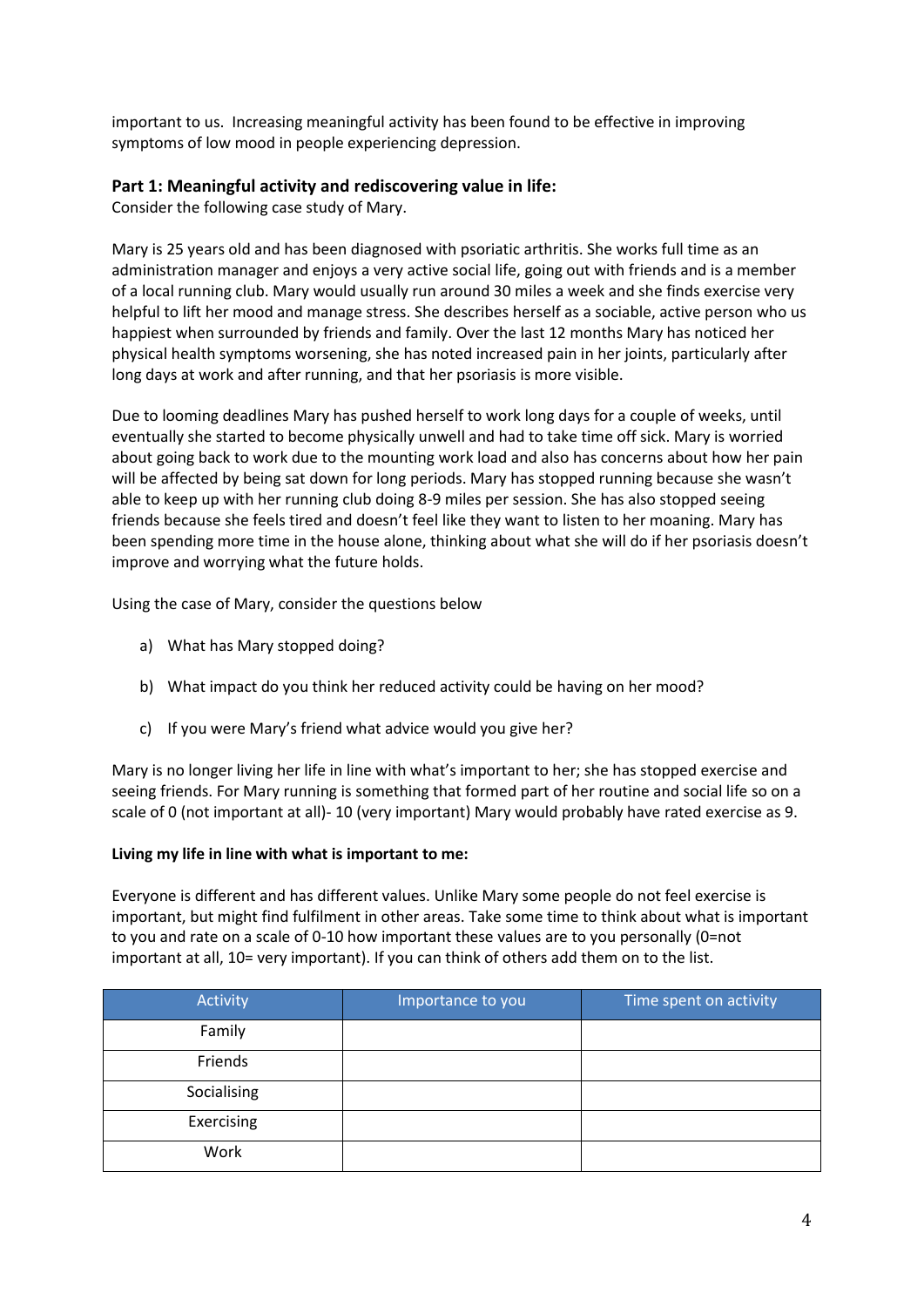important to us. Increasing meaningful activity has been found to be effective in improving symptoms of low mood in people experiencing depression.

**Part 1: Meaningful activity and rediscovering value in life:**

Consider the following case study of Mary.

Mary is 25 years old and has been diagnosed with psoriatic arthritis. She works full time as an administration manager and enjoys a very active social life, going out with friends and is a member of a local running club. Mary would usually run around 30 miles a week and she finds exercise very helpful to lift her mood and manage stress. She describes herself as a sociable, active person who us happiest when surrounded by friends and family. Over the last 12 months Mary has noticed her physical health symptoms worsening, she has noted increased pain in her joints, particularly after long days at work and after running, and that her psoriasis is more visible.

Due to looming deadlines Mary has pushed herself to work long days for a couple of weeks, until eventually she started to become physically unwell and had to take time off sick. Mary is worried about going back to work due to the mounting work load and also has concerns about how her pain will be affected by being sat down for long periods. Mary has stopped running because she wasn't able to keep up with her running club doing 8-9 miles per session. She has also stopped seeing friends because she feels tired and doesn't feel like they want to listen to her moaning. Mary has been spending more time in the house alone, thinking about what she will do if her psoriasis doesn't improve and worrying what the future holds.

Using the case of Mary, consider the questions below

a) What has Mary stopped doing?

b) What impact do you think her reduced activity could be having on her mood?

c) If you were Mary's friend what advice would you give her?

Mary is no longer living her life in line with what's important to her; she has stopped exercise and seeing friends. For Mary running is something that formed part of her routine and social life so on a scale of 0 (not important at all)- 10 (very important) Mary would probably have rated exercise as 9.

**Living my life in line with what is important to me:**

Everyone is different and has different values. Unlike Mary some people do not feel exercise is important, but might find fulfilment in other areas. Take some time to think about what is important to you and rate on a scale of 0-10 how important these values are to you personally (0=not important at all, 10= very important). If you can think of others add them on to the list.

| Activity | Importance to you | Time spent on activity |
|---|---|---|
| Family | | |
| Friends | | |
| Socialising | | |
| Exercising | | |
| Work | | |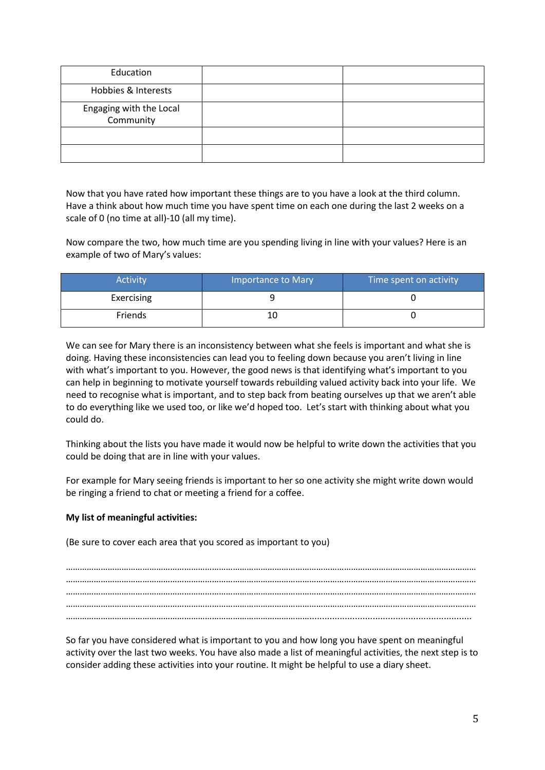| | | |
|---|---|---|
| Education | | |
| Hobbies & Interests | | |
| Engaging with the Local Community | | |
| | | |
| | | |

Now that you have rated how important these things are to you have a look at the third column. Have a think about how much time you have spent time on each one during the last 2 weeks on a scale of 0 (no time at all)-10 (all my time).

Now compare the two, how much time are you spending living in line with your values? Here is an example of two of Mary's values:

| Activity | Importance to Mary | Time spent on activity |
|---|---|---|
| Exercising | 9 | 0 |
| Friends | 10 | 0 |

We can see for Mary there is an inconsistency between what she feels is important and what she is doing. Having these inconsistencies can lead you to feeling down because you aren't living in line with what's important to you. However, the good news is that identifying what's important to you can help in beginning to motivate yourself towards rebuilding valued activity back into your life. We need to recognise what is important, and to step back from beating ourselves up that we aren't able to do everything like we used too, or like we'd hoped too. Let's start with thinking about what you could do.

Thinking about the lists you have made it would now be helpful to write down the activities that you could be doing that are in line with your values.

For example for Mary seeing friends is important to her so one activity she might write down would be ringing a friend to chat or meeting a friend for a coffee.

**My list of meaningful activities:**

(Be sure to cover each area that you scored as important to you)

……………………………………………………………………………………………………………………………………………………
……………………………………………………………………………………………………………………………………………………
……………………………………………………………………………………………………………………………………………………
……………………………………………………………………………………………………………………………………………………
……………………………………………………………………………………………………………………………………………………

So far you have considered what is important to you and how long you have spent on meaningful activity over the last two weeks. You have also made a list of meaningful activities, the next step is to consider adding these activities into your routine. It might be helpful to use a diary sheet.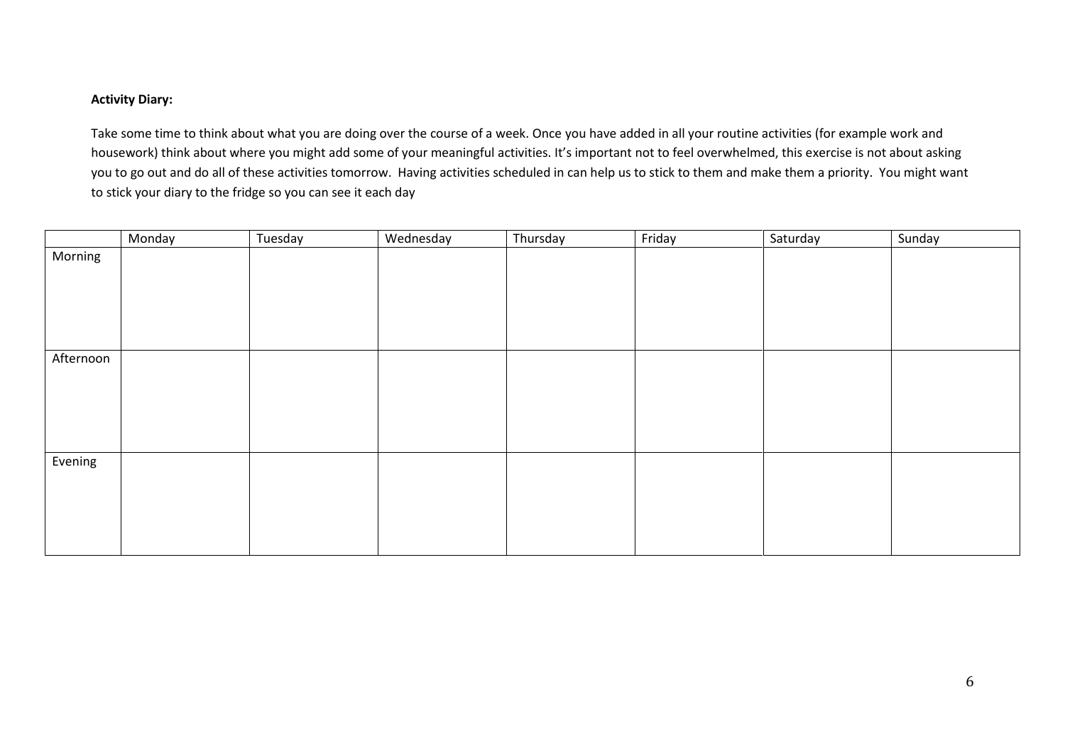**Activity Diary:**

Take some time to think about what you are doing over the course of a week. Once you have added in all your routine activities (for example work and housework) think about where you might add some of your meaningful activities. It's important not to feel overwhelmed, this exercise is not about asking you to go out and do all of these activities tomorrow. Having activities scheduled in can help us to stick to them and make them a priority. You might want to stick your diary to the fridge so you can see it each day

| | Monday | Tuesday | Wednesday | Thursday | Friday | Saturday | Sunday |
|---|---|---|---|---|---|---|---|
| Morning | | | | | | | |
| Afternoon | | | | | | | |
| Evening | | | | | | | |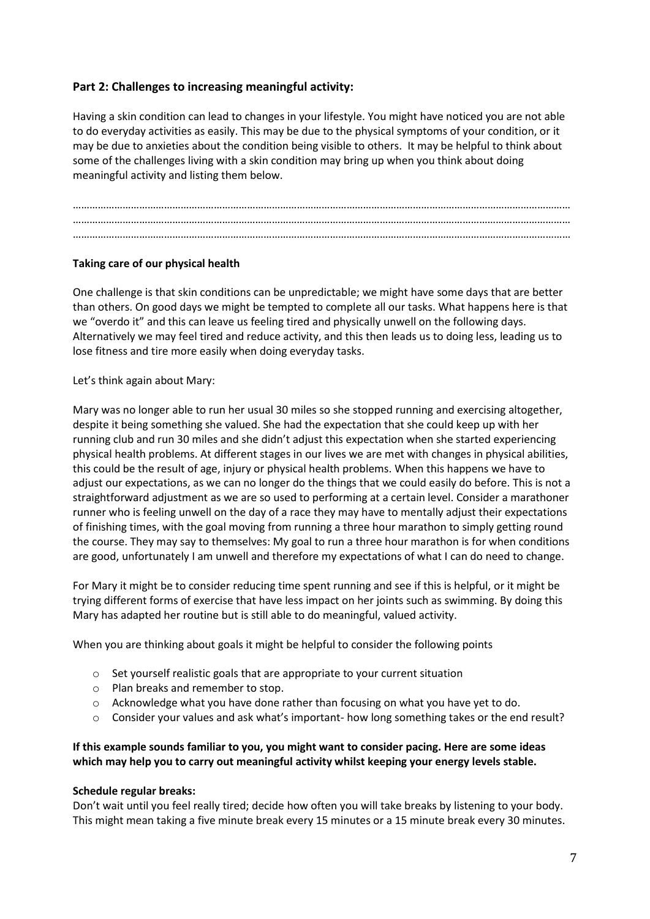## Part 2: Challenges to increasing meaningful activity:

Having a skin condition can lead to changes in your lifestyle. You might have noticed you are not able to do everyday activities as easily. This may be due to the physical symptoms of your condition, or it may be due to anxieties about the condition being visible to others. It may be helpful to think about some of the challenges living with a skin condition may bring up when you think about doing meaningful activity and listing them below.

………………………………………………………………………………………………………………………………………………………
………………………………………………………………………………………………………………………………………………………
………………………………………………………………………………………………………………………………………………………

**Taking care of our physical health**

One challenge is that skin conditions can be unpredictable; we might have some days that are better than others. On good days we might be tempted to complete all our tasks. What happens here is that we "overdo it" and this can leave us feeling tired and physically unwell on the following days. Alternatively we may feel tired and reduce activity, and this then leads us to doing less, leading us to lose fitness and tire more easily when doing everyday tasks.

Let's think again about Mary:

Mary was no longer able to run her usual 30 miles so she stopped running and exercising altogether, despite it being something she valued. She had the expectation that she could keep up with her running club and run 30 miles and she didn't adjust this expectation when she started experiencing physical health problems. At different stages in our lives we are met with changes in physical abilities, this could be the result of age, injury or physical health problems. When this happens we have to adjust our expectations, as we can no longer do the things that we could easily do before. This is not a straightforward adjustment as we are so used to performing at a certain level. Consider a marathoner runner who is feeling unwell on the day of a race they may have to mentally adjust their expectations of finishing times, with the goal moving from running a three hour marathon to simply getting round the course. They may say to themselves: My goal to run a three hour marathon is for when conditions are good, unfortunately I am unwell and therefore my expectations of what I can do need to change.

For Mary it might be to consider reducing time spent running and see if this is helpful, or it might be trying different forms of exercise that have less impact on her joints such as swimming. By doing this Mary has adapted her routine but is still able to do meaningful, valued activity.

When you are thinking about goals it might be helpful to consider the following points

- Set yourself realistic goals that are appropriate to your current situation
- Plan breaks and remember to stop.
- Acknowledge what you have done rather than focusing on what you have yet to do.
- Consider your values and ask what's important- how long something takes or the end result?

**If this example sounds familiar to you, you might want to consider pacing. Here are some ideas which may help you to carry out meaningful activity whilst keeping your energy levels stable.**

**Schedule regular breaks:**
Don't wait until you feel really tired; decide how often you will take breaks by listening to your body. This might mean taking a five minute break every 15 minutes or a 15 minute break every 30 minutes.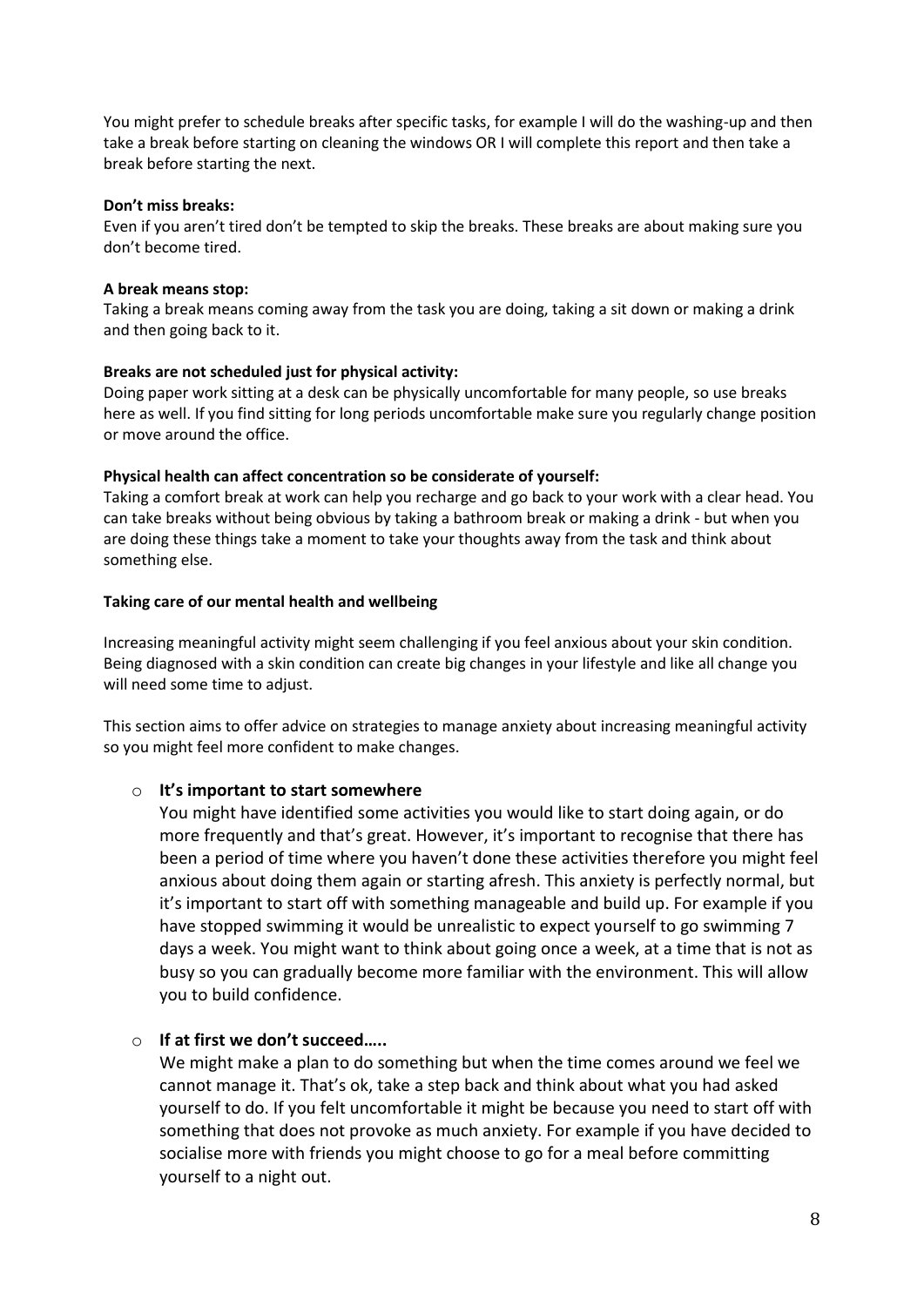You might prefer to schedule breaks after specific tasks, for example I will do the washing-up and then take a break before starting on cleaning the windows OR I will complete this report and then take a break before starting the next.

**Don't miss breaks:**
Even if you aren't tired don't be tempted to skip the breaks. These breaks are about making sure you don't become tired.

**A break means stop:**
Taking a break means coming away from the task you are doing, taking a sit down or making a drink and then going back to it.

**Breaks are not scheduled just for physical activity:**
Doing paper work sitting at a desk can be physically uncomfortable for many people, so use breaks here as well. If you find sitting for long periods uncomfortable make sure you regularly change position or move around the office.

**Physical health can affect concentration so be considerate of yourself:**
Taking a comfort break at work can help you recharge and go back to your work with a clear head. You can take breaks without being obvious by taking a bathroom break or making a drink - but when you are doing these things take a moment to take your thoughts away from the task and think about something else.

**Taking care of our mental health and wellbeing**

Increasing meaningful activity might seem challenging if you feel anxious about your skin condition. Being diagnosed with a skin condition can create big changes in your lifestyle and like all change you will need some time to adjust.

This section aims to offer advice on strategies to manage anxiety about increasing meaningful activity so you might feel more confident to make changes.

- **It's important to start somewhere**
  You might have identified some activities you would like to start doing again, or do more frequently and that's great. However, it's important to recognise that there has been a period of time where you haven't done these activities therefore you might feel anxious about doing them again or starting afresh. This anxiety is perfectly normal, but it's important to start off with something manageable and build up. For example if you have stopped swimming it would be unrealistic to expect yourself to go swimming 7 days a week. You might want to think about going once a week, at a time that is not as busy so you can gradually become more familiar with the environment. This will allow you to build confidence.

- **If at first we don't succeed…..**
  We might make a plan to do something but when the time comes around we feel we cannot manage it. That's ok, take a step back and think about what you had asked yourself to do. If you felt uncomfortable it might be because you need to start off with something that does not provoke as much anxiety. For example if you have decided to socialise more with friends you might choose to go for a meal before committing yourself to a night out.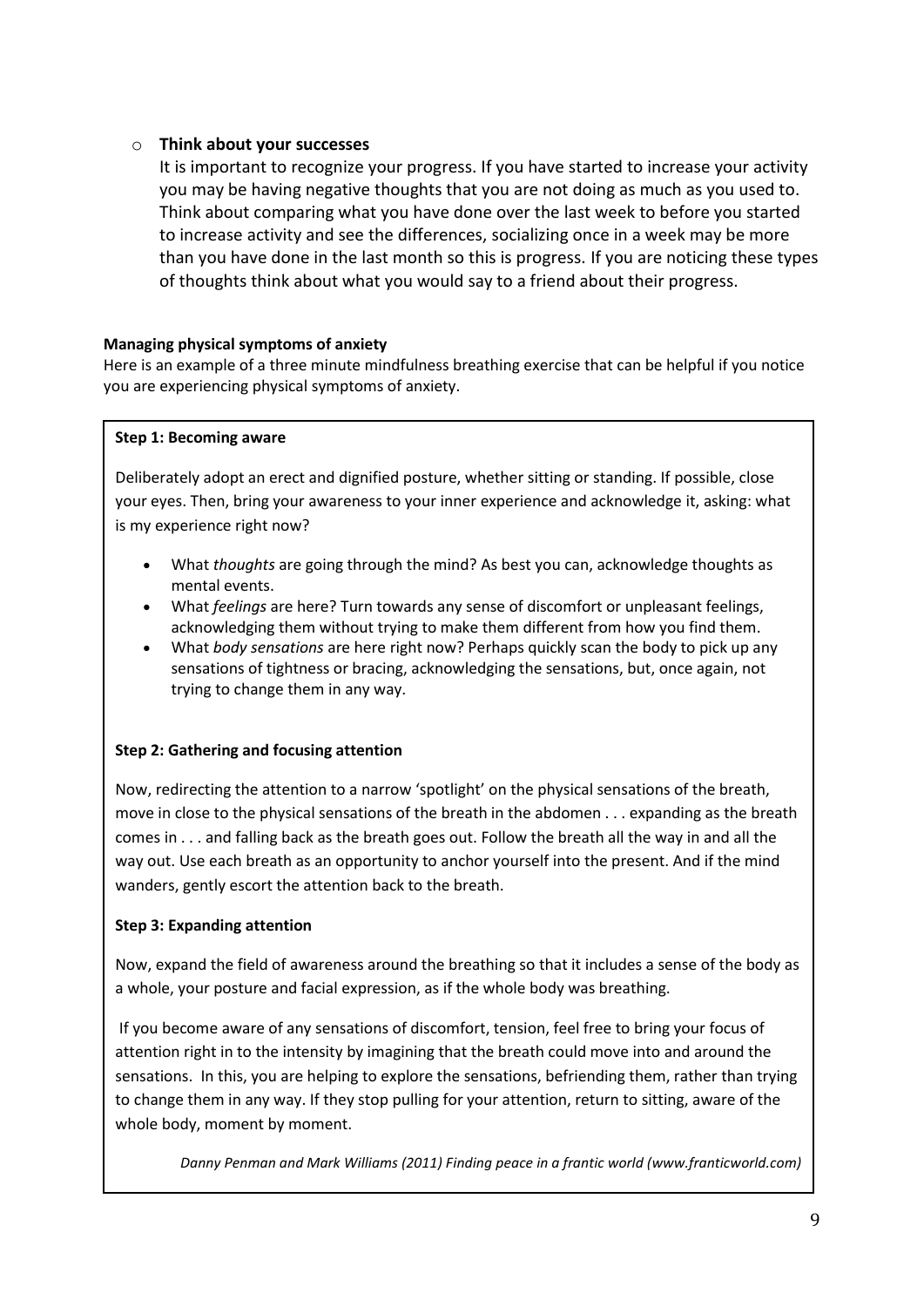- **Think about your successes**

  It is important to recognize your progress. If you have started to increase your activity you may be having negative thoughts that you are not doing as much as you used to. Think about comparing what you have done over the last week to before you started to increase activity and see the differences, socializing once in a week may be more than you have done in the last month so this is progress. If you are noticing these types of thoughts think about what you would say to a friend about their progress.

**Managing physical symptoms of anxiety**

Here is an example of a three minute mindfulness breathing exercise that can be helpful if you notice you are experiencing physical symptoms of anxiety.

**Step 1: Becoming aware**

Deliberately adopt an erect and dignified posture, whether sitting or standing. If possible, close your eyes. Then, bring your awareness to your inner experience and acknowledge it, asking: what is my experience right now?

- What *thoughts* are going through the mind? As best you can, acknowledge thoughts as mental events.
- What *feelings* are here? Turn towards any sense of discomfort or unpleasant feelings, acknowledging them without trying to make them different from how you find them.
- What *body sensations* are here right now? Perhaps quickly scan the body to pick up any sensations of tightness or bracing, acknowledging the sensations, but, once again, not trying to change them in any way.

**Step 2: Gathering and focusing attention**

Now, redirecting the attention to a narrow 'spotlight' on the physical sensations of the breath, move in close to the physical sensations of the breath in the abdomen . . . expanding as the breath comes in . . . and falling back as the breath goes out. Follow the breath all the way in and all the way out. Use each breath as an opportunity to anchor yourself into the present. And if the mind wanders, gently escort the attention back to the breath.

**Step 3: Expanding attention**

Now, expand the field of awareness around the breathing so that it includes a sense of the body as a whole, your posture and facial expression, as if the whole body was breathing.

If you become aware of any sensations of discomfort, tension, feel free to bring your focus of attention right in to the intensity by imagining that the breath could move into and around the sensations. In this, you are helping to explore the sensations, befriending them, rather than trying to change them in any way. If they stop pulling for your attention, return to sitting, aware of the whole body, moment by moment.

*Danny Penman and Mark Williams (2011) Finding peace in a frantic world (www.franticworld.com)*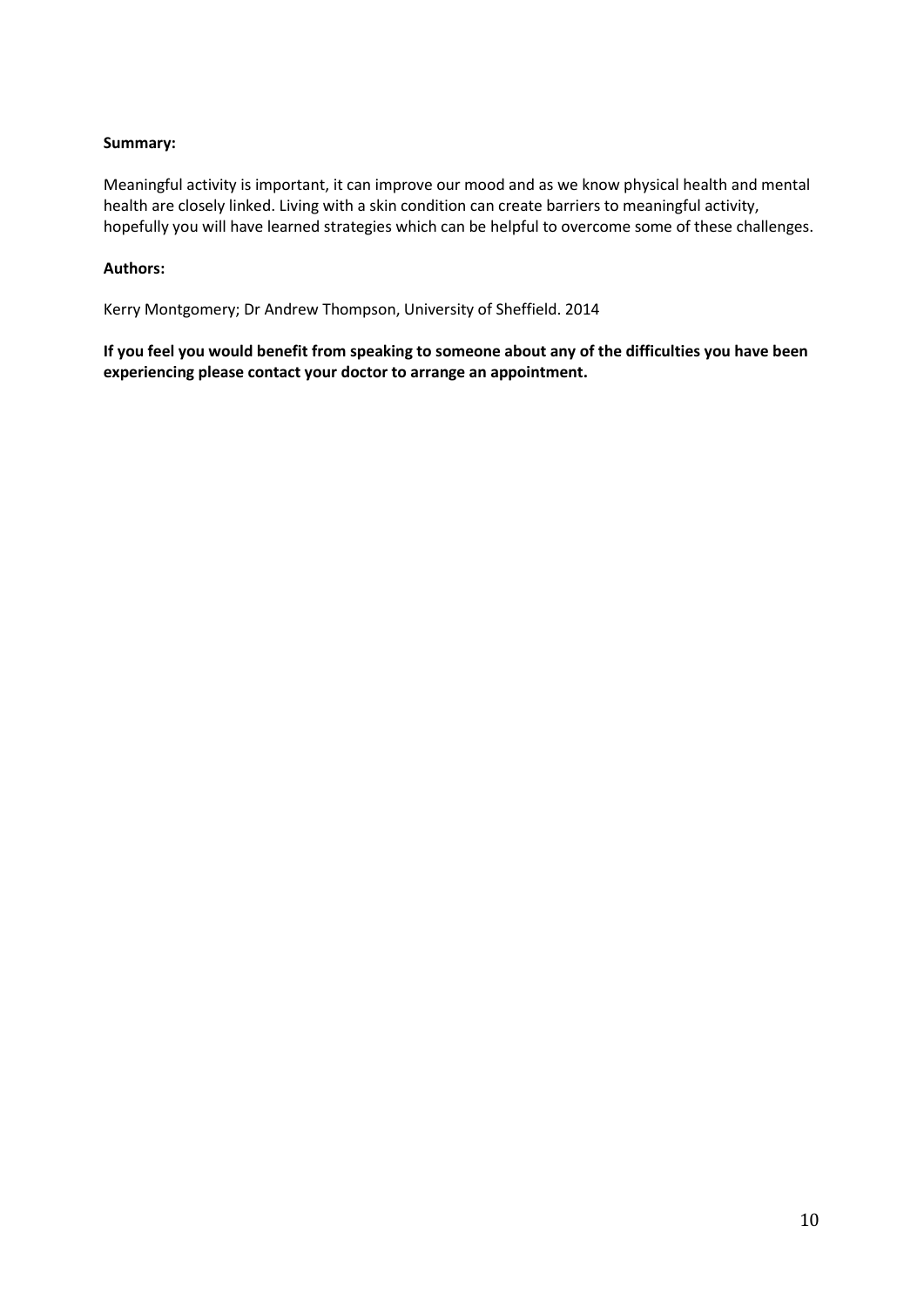**Summary:**

Meaningful activity is important, it can improve our mood and as we know physical health and mental health are closely linked. Living with a skin condition can create barriers to meaningful activity, hopefully you will have learned strategies which can be helpful to overcome some of these challenges.

**Authors:**

Kerry Montgomery; Dr Andrew Thompson, University of Sheffield. 2014

**If you feel you would benefit from speaking to someone about any of the difficulties you have been experiencing please contact your doctor to arrange an appointment.**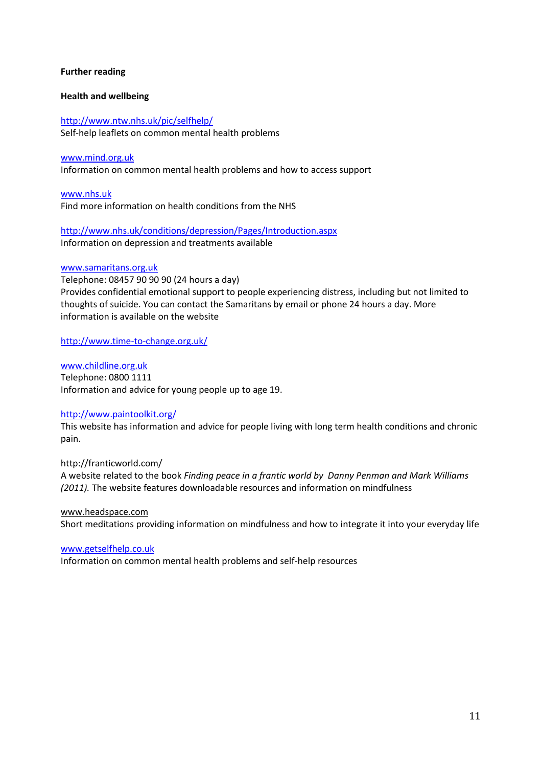**Further reading**

**Health and wellbeing**

[http://www.ntw.nhs.uk/pic/selfhelp/](http://www.ntw.nhs.uk/pic/selfhelp/)
Self-help leaflets on common mental health problems

[www.mind.org.uk](http://www.mind.org.uk)
Information on common mental health problems and how to access support

[www.nhs.uk](http://www.nhs.uk)
Find more information on health conditions from the NHS

[http://www.nhs.uk/conditions/depression/Pages/Introduction.aspx](http://www.nhs.uk/conditions/depression/Pages/Introduction.aspx)
Information on depression and treatments available

[www.samaritans.org.uk](http://www.samaritans.org.uk)
Telephone: 08457 90 90 90 (24 hours a day)
Provides confidential emotional support to people experiencing distress, including but not limited to thoughts of suicide. You can contact the Samaritans by email or phone 24 hours a day. More information is available on the website

[http://www.time-to-change.org.uk/](http://www.time-to-change.org.uk/)

[www.childline.org.uk](http://www.childline.org.uk)
Telephone: 0800 1111
Information and advice for young people up to age 19.

[http://www.paintoolkit.org/](http://www.paintoolkit.org/)
This website has information and advice for people living with long term health conditions and chronic pain.

http://franticworld.com/
A website related to the book *Finding peace in a frantic world by Danny Penman and Mark Williams (2011).* The website features downloadable resources and information on mindfulness

www.headspace.com
Short meditations providing information on mindfulness and how to integrate it into your everyday life

[www.getselfhelp.co.uk](http://www.getselfhelp.co.uk)
Information on common mental health problems and self-help resources